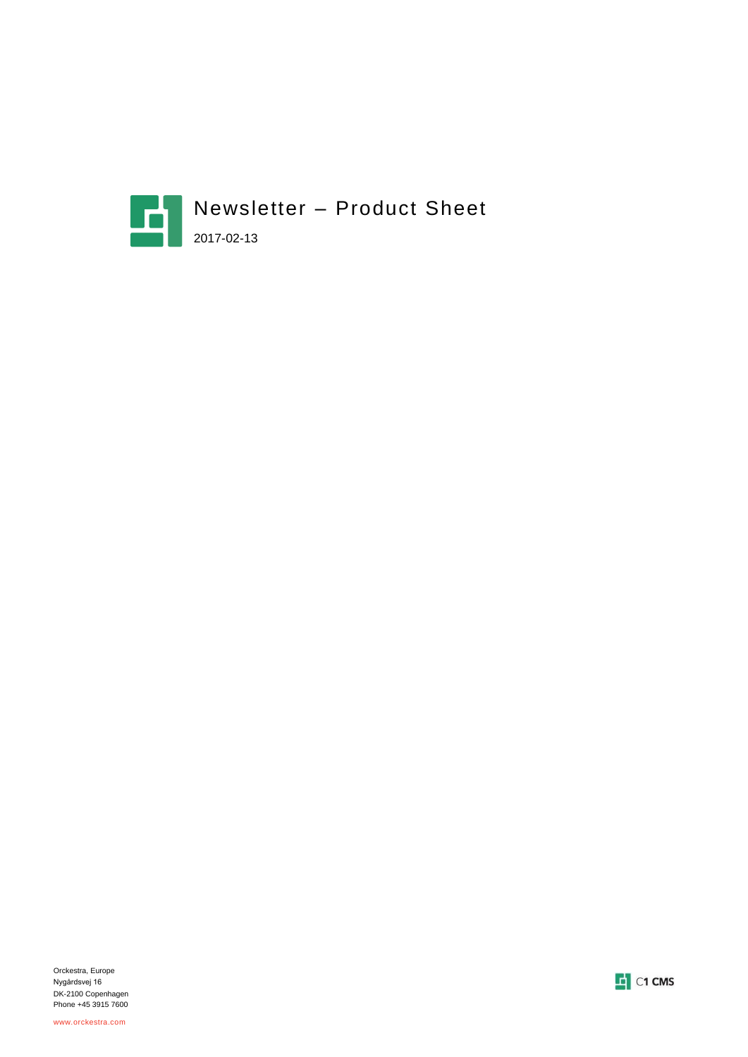# Newsletter – Product Sheet

2017-02-13

Orckestra, Europe
Nygårdsvej 16
DK-2100 Copenhagen
Phone +45 3915 7600

www.orckestra.com

C1 CMS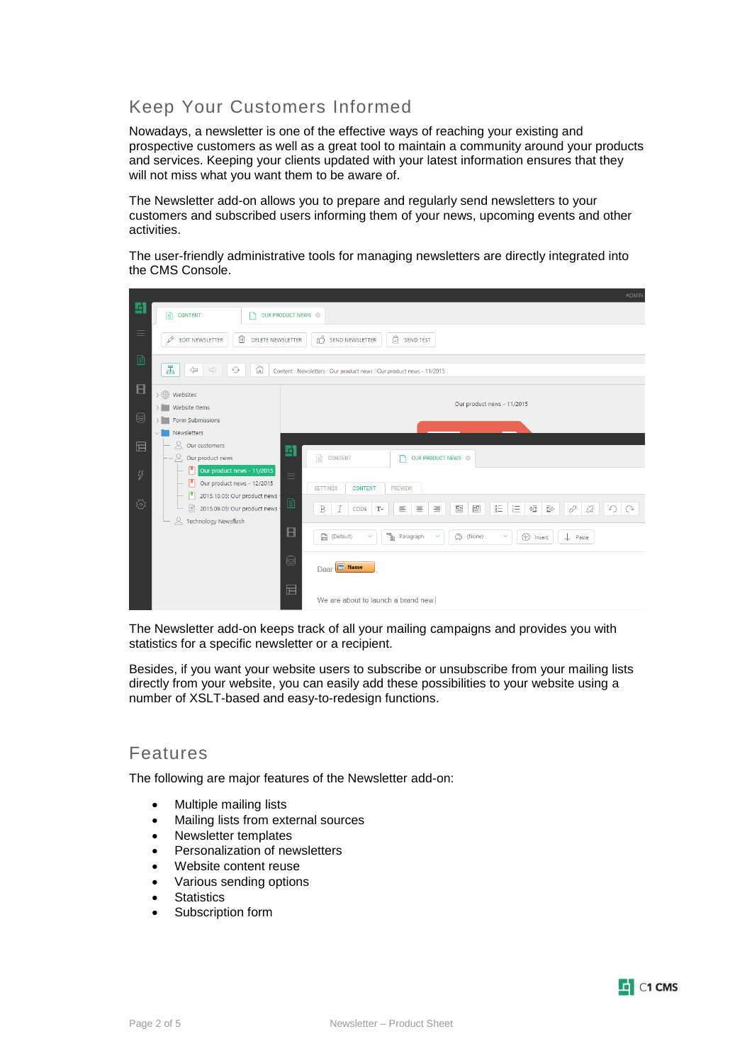## Keep Your Customers Informed

Nowadays, a newsletter is one of the effective ways of reaching your existing and prospective customers as well as a great tool to maintain a community around your products and services. Keeping your clients updated with your latest information ensures that they will not miss what you want them to be aware of.

The Newsletter add-on allows you to prepare and regularly send newsletters to your customers and subscribed users informing them of your news, upcoming events and other activities.

The user-friendly administrative tools for managing newsletters are directly integrated into the CMS Console.

The Newsletter add-on keeps track of all your mailing campaigns and provides you with statistics for a specific newsletter or a recipient.

Besides, if you want your website users to subscribe or unsubscribe from your mailing lists directly from your website, you can easily add these possibilities to your website using a number of XSLT-based and easy-to-redesign functions.

## Features

The following are major features of the Newsletter add-on:

- Multiple mailing lists
- Mailing lists from external sources
- Newsletter templates
- Personalization of newsletters
- Website content reuse
- Various sending options
- Statistics
- Subscription form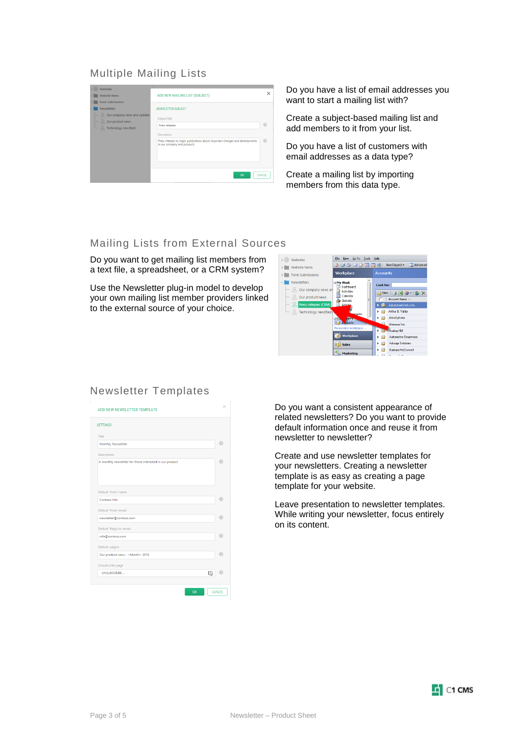## Multiple Mailing Lists

Do you have a list of email addresses you want to start a mailing list with?

Create a subject-based mailing list and add members to it from your list.

Do you have a list of customers with email addresses as a data type?

Create a mailing list by importing members from this data type.

## Mailing Lists from External Sources

Do you want to get mailing list members from a text file, a spreadsheet, or a CRM system?

Use the Newsletter plug-in model to develop your own mailing list member providers linked to the external source of your choice.

## Newsletter Templates

Do you want a consistent appearance of related newsletters? Do you want to provide default information once and reuse it from newsletter to newsletter?

Create and use newsletter templates for your newsletters. Creating a newsletter template is as easy as creating a page template for your website.

Leave presentation to newsletter templates. While writing your newsletter, focus entirely on its content.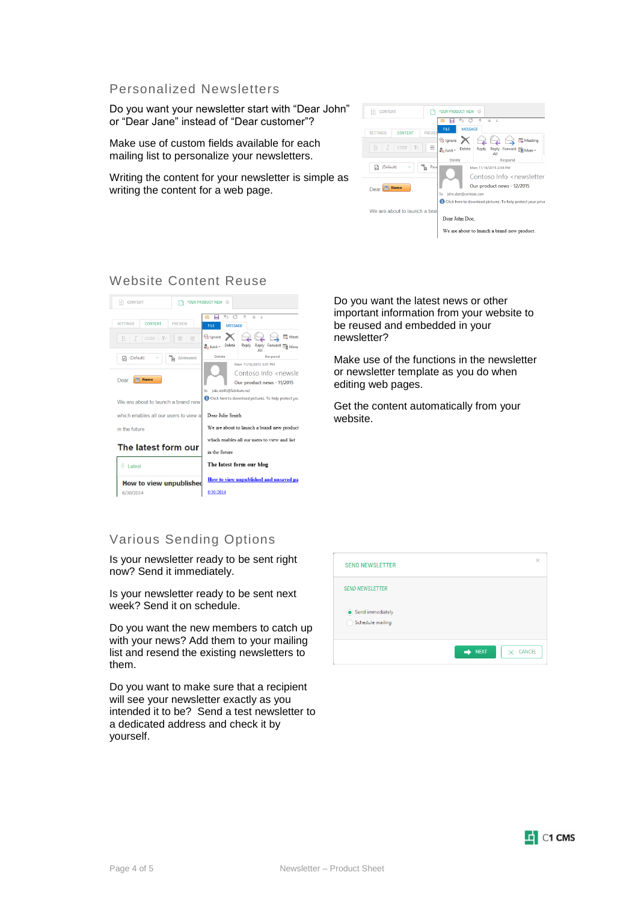## Personalized Newsletters

Do you want your newsletter start with “Dear John” or “Dear Jane” instead of “Dear customer”?

Make use of custom fields available for each mailing list to personalize your newsletters.

Writing the content for your newsletter is simple as writing the content for a web page.

## Website Content Reuse

Do you want the latest news or other important information from your website to be reused and embedded in your newsletter?

Make use of the functions in the newsletter or newsletter template as you do when editing web pages.

Get the content automatically from your website.

## Various Sending Options

Is your newsletter ready to be sent right now? Send it immediately.

Is your newsletter ready to be sent next week? Send it on schedule.

Do you want the new members to catch up with your news? Add them to your mailing list and resend the existing newsletters to them.

Do you want to make sure that a recipient will see your newsletter exactly as you intended it to be? Send a test newsletter to a dedicated address and check it by yourself.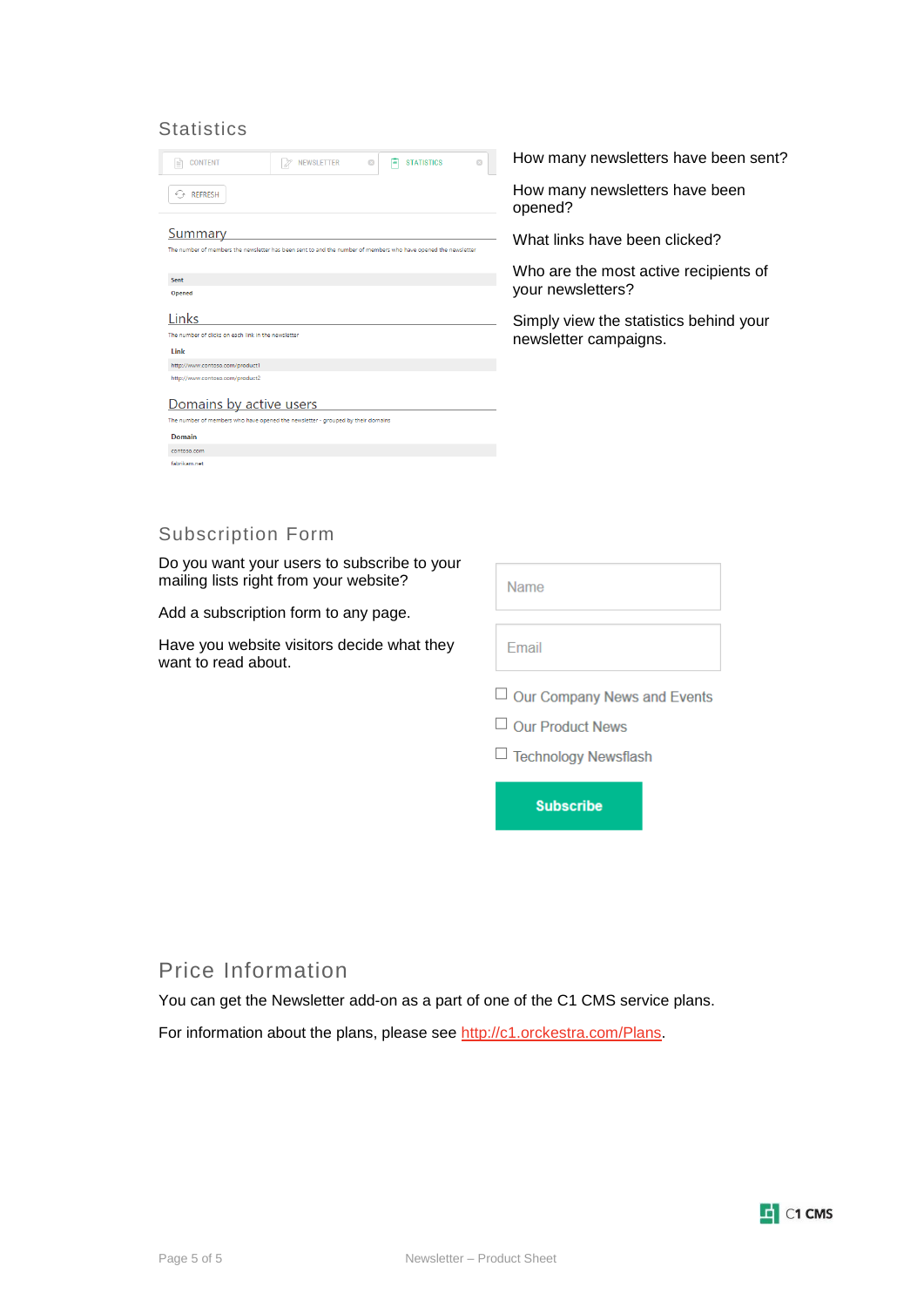## Statistics

How many newsletters have been sent?

How many newsletters have been opened?

What links have been clicked?

Who are the most active recipients of your newsletters?

Simply view the statistics behind your newsletter campaigns.

## Subscription Form

Do you want your users to subscribe to your mailing lists right from your website?

Add a subscription form to any page.

Have you website visitors decide what they want to read about.

## Price Information

You can get the Newsletter add-on as a part of one of the C1 CMS service plans.

For information about the plans, please see http://c1.orckestra.com/Plans.